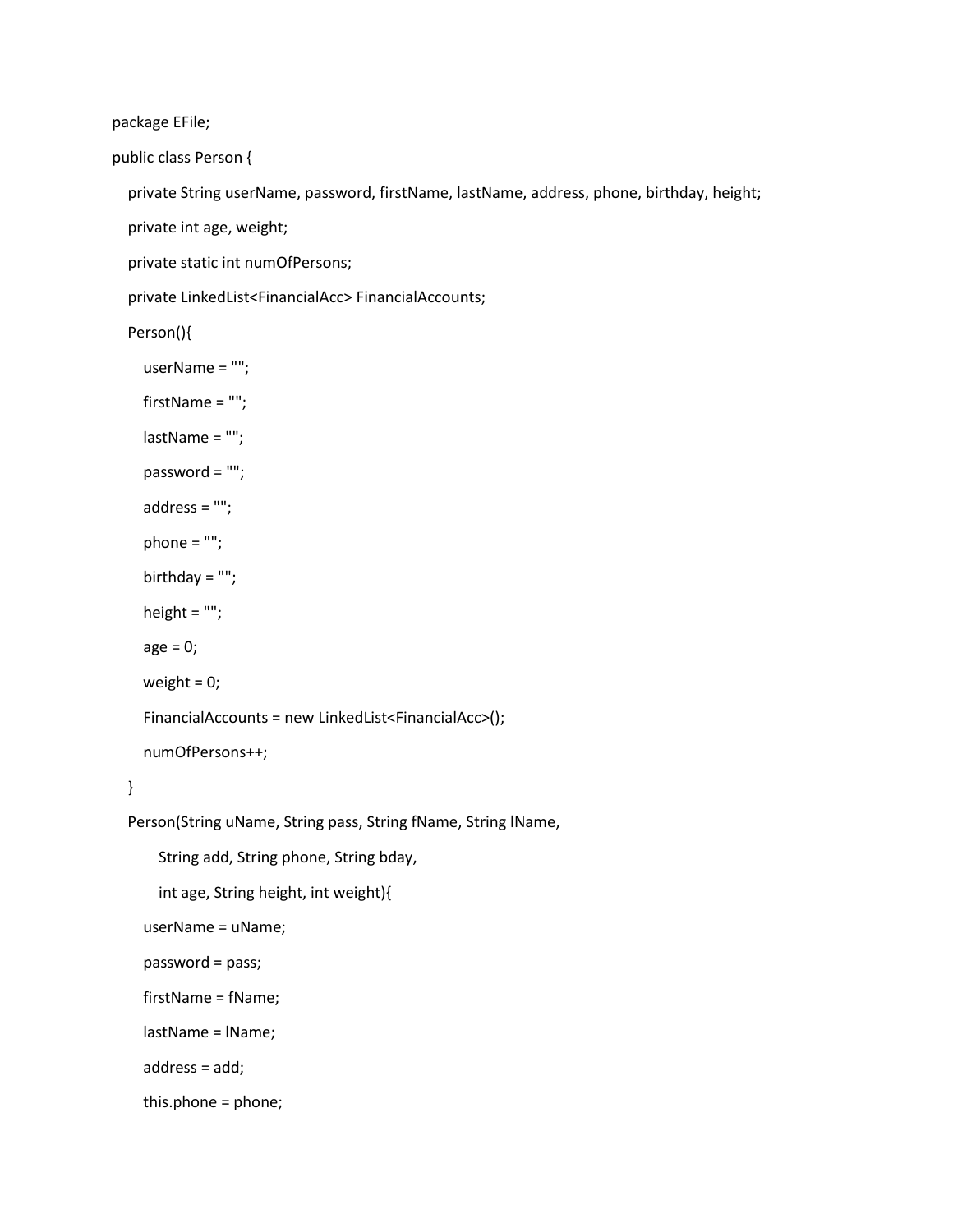```java
package EFile;

public class Person {

   private String userName, password, firstName, lastName, address, phone, birthday, height;

   private int age, weight;

   private static int numOfPersons;

   private LinkedList<FinancialAcc> FinancialAccounts;

   Person(){

      userName = "";

      firstName = "";

      lastName = "";

      password = "";

      address = "";

      phone = "";

      birthday = "";

      height = "";

      age = 0;

      weight = 0;

      FinancialAccounts = new LinkedList<FinancialAcc>();

      numOfPersons++;

   }

   Person(String uName, String pass, String fName, String lName,

         String add, String phone, String bday,

         int age, String height, int weight){

      userName = uName;

      password = pass;

      firstName = fName;

      lastName = lName;

      address = add;

      this.phone = phone;
```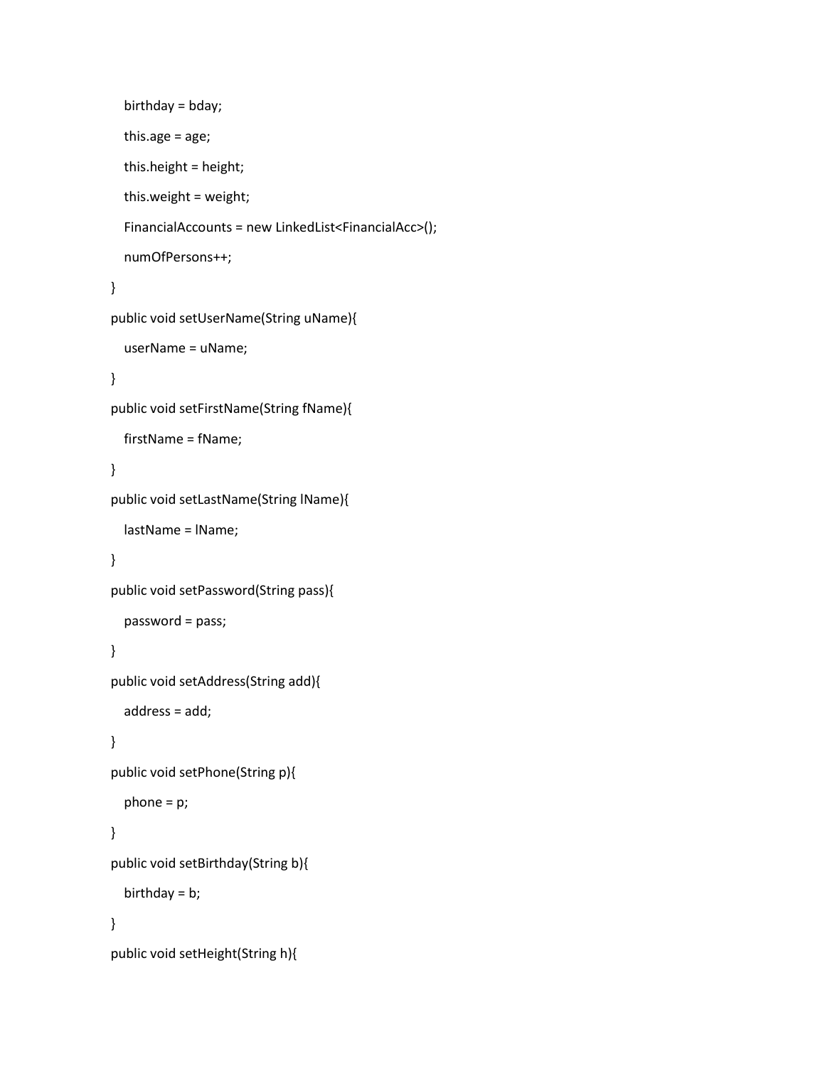```java
        birthday = bday;
        this.age = age;
        this.height = height;
        this.weight = weight;
        FinancialAccounts = new LinkedList<FinancialAcc>();
        numOfPersons++;
    }
    public void setUserName(String uName){
        userName = uName;
    }
    public void setFirstName(String fName){
        firstName = fName;
    }
    public void setLastName(String lName){
        lastName = lName;
    }
    public void setPassword(String pass){
        password = pass;
    }
    public void setAddress(String add){
        address = add;
    }
    public void setPhone(String p){
        phone = p;
    }
    public void setBirthday(String b){
        birthday = b;
    }
    public void setHeight(String h){
```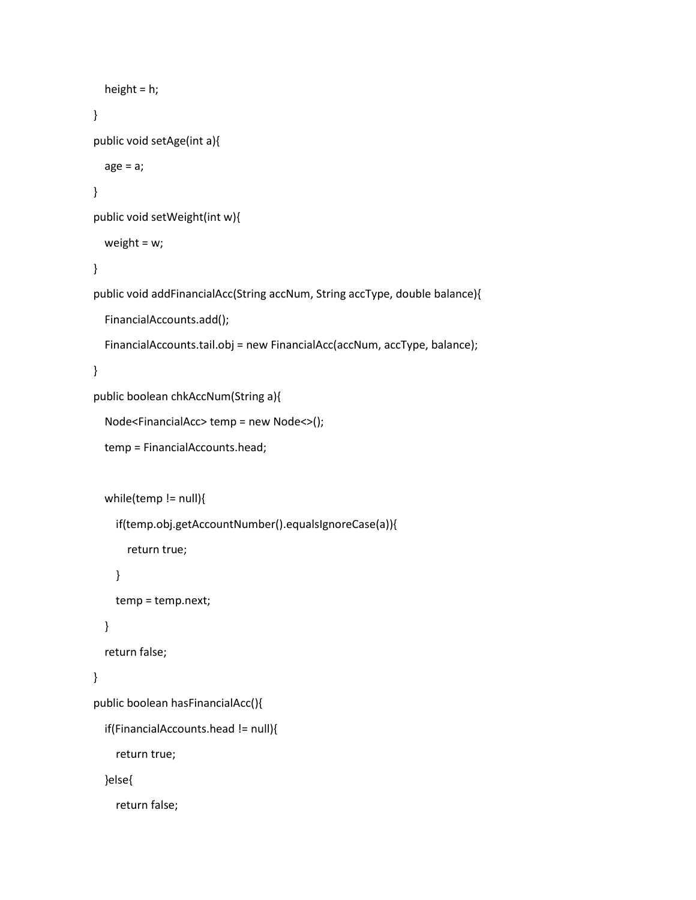```
    height = h;
}
public void setAge(int a){
    age = a;
}
public void setWeight(int w){
    weight = w;
}
public void addFinancialAcc(String accNum, String accType, double balance){
    FinancialAccounts.add();
    FinancialAccounts.tail.obj = new FinancialAcc(accNum, accType, balance);
}
public boolean chkAccNum(String a){
    Node<FinancialAcc> temp = new Node<>();
    temp = FinancialAccounts.head;

    while(temp != null){
        if(temp.obj.getAccountNumber().equalsIgnoreCase(a)){
            return true;
        }
        temp = temp.next;
    }
    return false;
}
public boolean hasFinancialAcc(){
    if(FinancialAccounts.head != null){
        return true;
    }else{
        return false;
```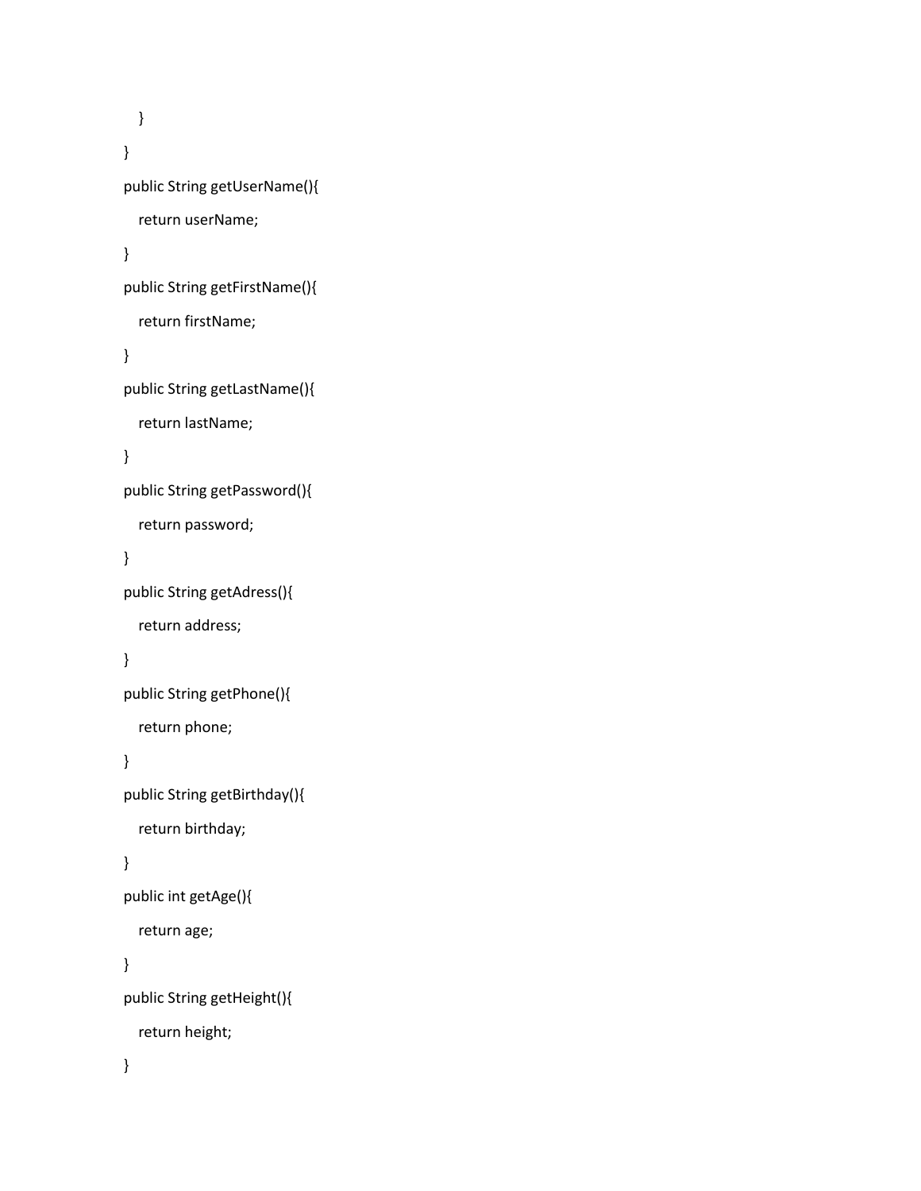```
    }
}
public String getUserName(){
    return userName;
}
public String getFirstName(){
    return firstName;
}
public String getLastName(){
    return lastName;
}
public String getPassword(){
    return password;
}
public String getAdress(){
    return address;
}
public String getPhone(){
    return phone;
}
public String getBirthday(){
    return birthday;
}
public int getAge(){
    return age;
}
public String getHeight(){
    return height;
}
```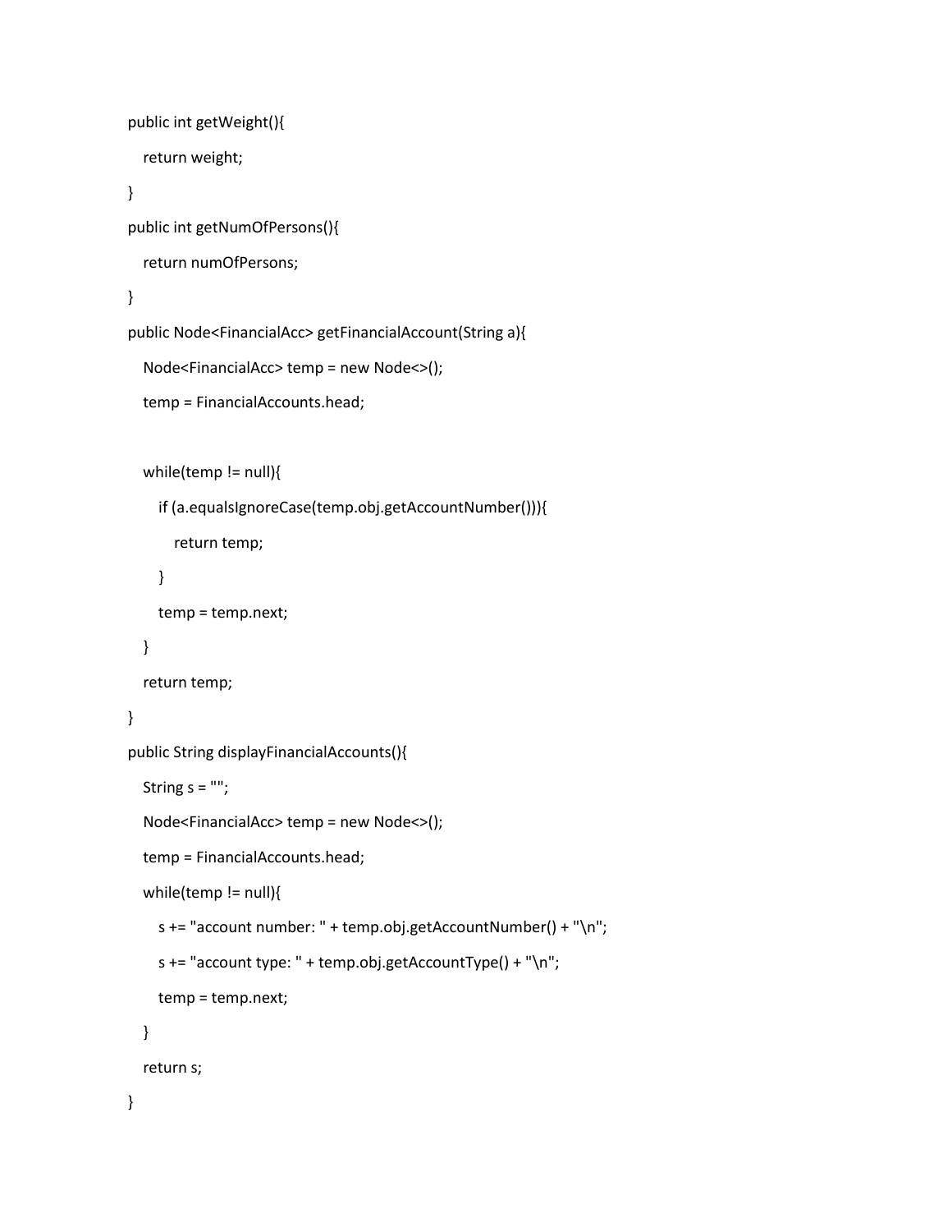```java
public int getWeight(){
   return weight;
}
public int getNumOfPersons(){
   return numOfPersons;
}
public Node<FinancialAcc> getFinancialAccount(String a){
   Node<FinancialAcc> temp = new Node<>();
   temp = FinancialAccounts.head;

   while(temp != null){
      if (a.equalsIgnoreCase(temp.obj.getAccountNumber())){
         return temp;
      }
      temp = temp.next;
   }
   return temp;
}
public String displayFinancialAccounts(){
   String s = "";
   Node<FinancialAcc> temp = new Node<>();
   temp = FinancialAccounts.head;
   while(temp != null){
      s += "account number: " + temp.obj.getAccountNumber() + "\n";
      s += "account type: " + temp.obj.getAccountType() + "\n";
      temp = temp.next;
   }
   return s;
}
```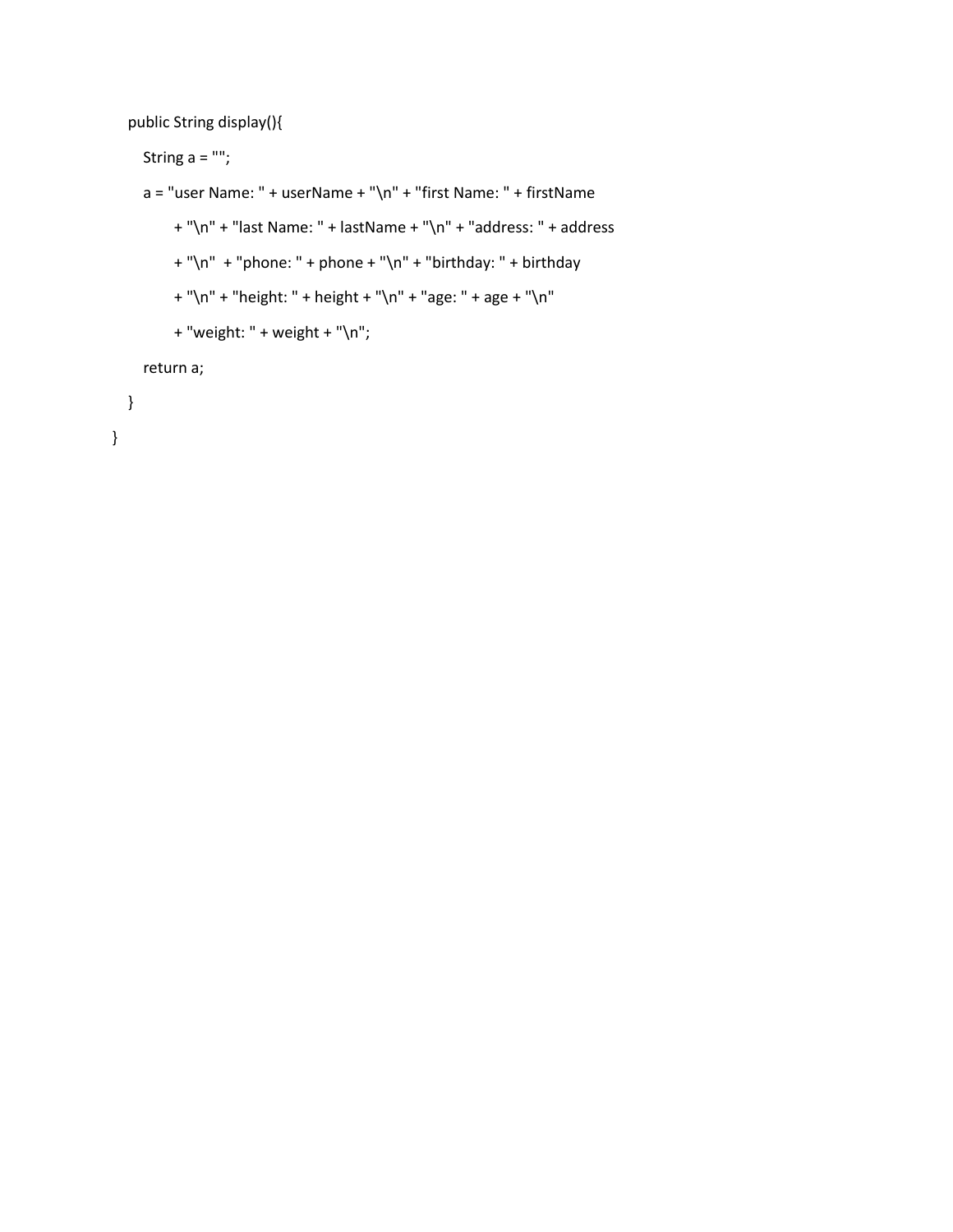```
    public String display(){
        String a = "";
        a = "user Name: " + userName + "\n" + "first Name: " + firstName
                + "\n" + "last Name: " + lastName + "\n" + "address: " + address
                + "\n"  + "phone: " + phone + "\n" + "birthday: " + birthday
                + "\n" + "height: " + height + "\n" + "age: " + age + "\n"
                + "weight: " + weight + "\n";
        return a;
    }
}
```